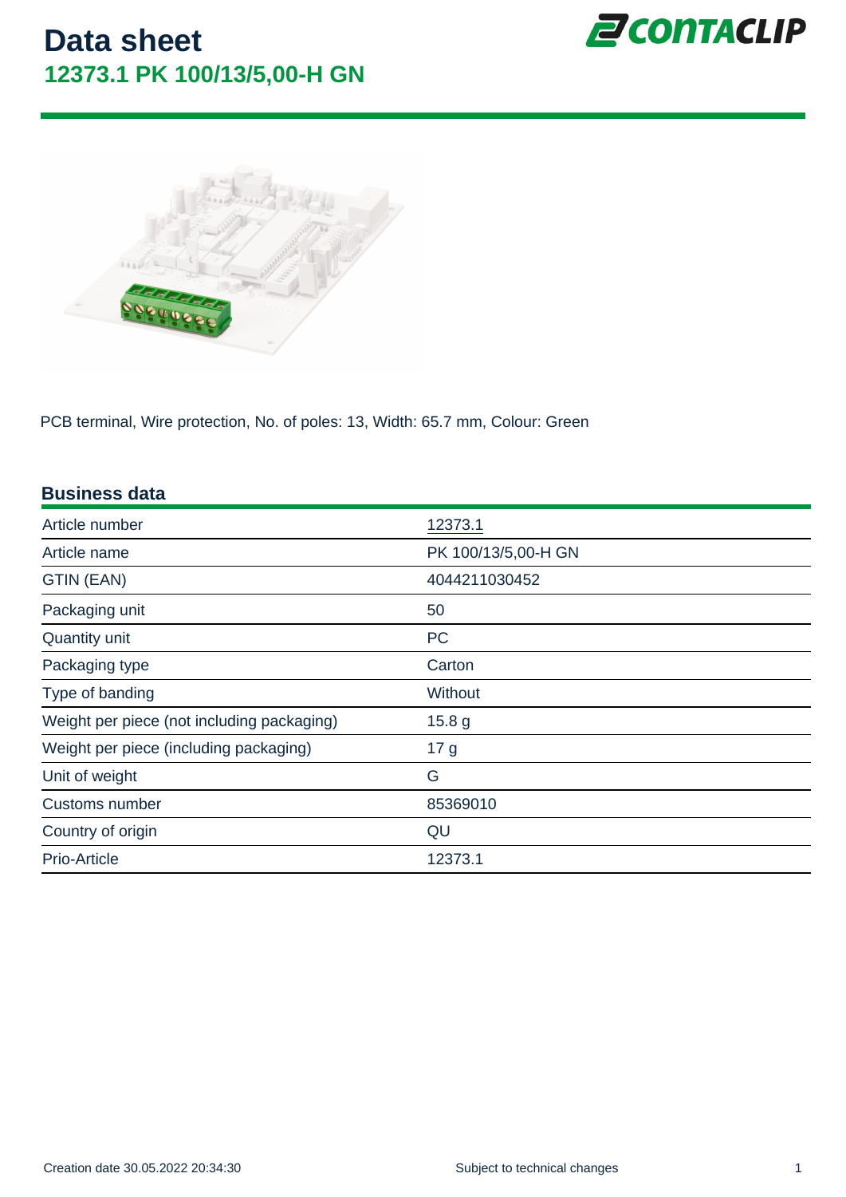# Data sheet

## 12373.1 PK 100/13/5,00-H GN

PCB terminal, Wire protection, No. of poles: 13, Width: 65.7 mm, Colour: Green

### Business data

| | |
|---|---|
| Article number | 12373.1 |
| Article name | PK 100/13/5,00-H GN |
| GTIN (EAN) | 4044211030452 |
| Packaging unit | 50 |
| Quantity unit | PC |
| Packaging type | Carton |
| Type of banding | Without |
| Weight per piece (not including packaging) | 15.8 g |
| Weight per piece (including packaging) | 17 g |
| Unit of weight | G |
| Customs number | 85369010 |
| Country of origin | QU |
| Prio-Article | 12373.1 |

Creation date 30.05.2022 20:34:30

Subject to technical changes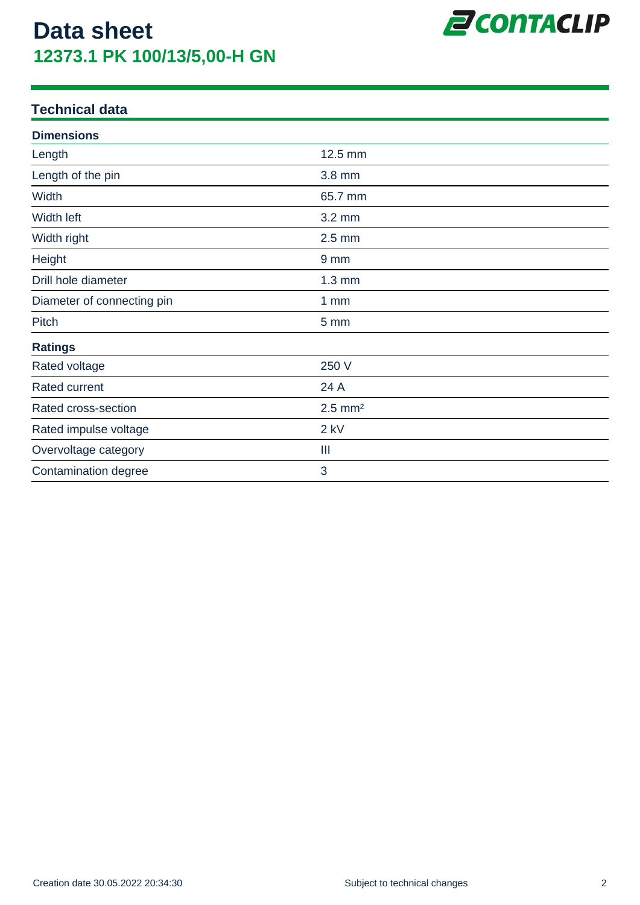# Data sheet

## 12373.1 PK 100/13/5,00-H GN

### Technical data

| Dimensions | |
|---|---|
| Length | 12.5 mm |
| Length of the pin | 3.8 mm |
| Width | 65.7 mm |
| Width left | 3.2 mm |
| Width right | 2.5 mm |
| Height | 9 mm |
| Drill hole diameter | 1.3 mm |
| Diameter of connecting pin | 1 mm |
| Pitch | 5 mm |

| Ratings | |
|---|---|
| Rated voltage | 250 V |
| Rated current | 24 A |
| Rated cross-section | 2.5 $mm^2$ |
| Rated impulse voltage | 2 kV |
| Overvoltage category | III |
| Contamination degree | 3 |

Creation date 30.05.2022 20:34:30

Subject to technical changes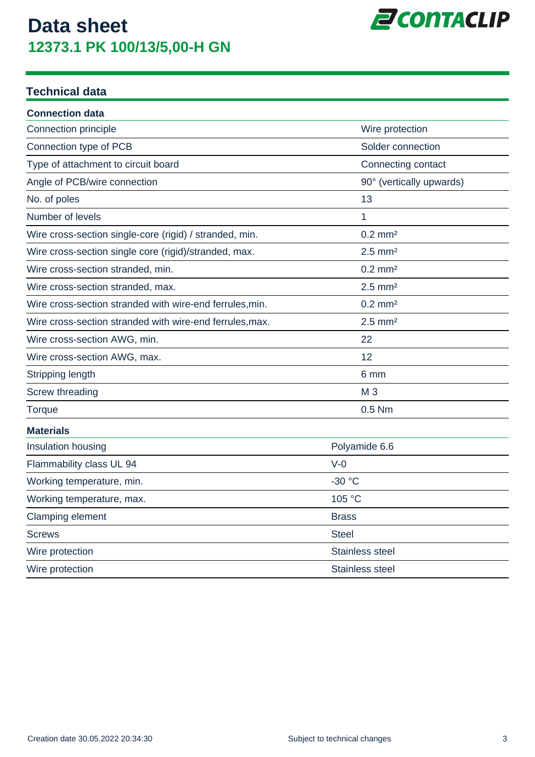# Data sheet

## 12373.1 PK 100/13/5,00-H GN

### Technical data

| Connection data | |
|---|---|
| Connection principle | Wire protection |
| Connection type of PCB | Solder connection |
| Type of attachment to circuit board | Connecting contact |
| Angle of PCB/wire connection | 90° (vertically upwards) |
| No. of poles | 13 |
| Number of levels | 1 |
| Wire cross-section single-core (rigid) / stranded, min. | 0.2 mm² |
| Wire cross-section single core (rigid)/stranded, max. | 2.5 mm² |
| Wire cross-section stranded, min. | 0.2 mm² |
| Wire cross-section stranded, max. | 2.5 mm² |
| Wire cross-section stranded with wire-end ferrules,min. | 0.2 mm² |
| Wire cross-section stranded with wire-end ferrules,max. | 2.5 mm² |
| Wire cross-section AWG, min. | 22 |
| Wire cross-section AWG, max. | 12 |
| Stripping length | 6 mm |
| Screw threading | M 3 |
| Torque | 0.5 Nm |

| Materials | |
|---|---|
| Insulation housing | Polyamide 6.6 |
| Flammability class UL 94 | V-0 |
| Working temperature, min. | -30 °C |
| Working temperature, max. | 105 °C |
| Clamping element | Brass |
| Screws | Steel |
| Wire protection | Stainless steel |
| Wire protection | Stainless steel |

Creation date 30.05.2022 20:34:30 Subject to technical changes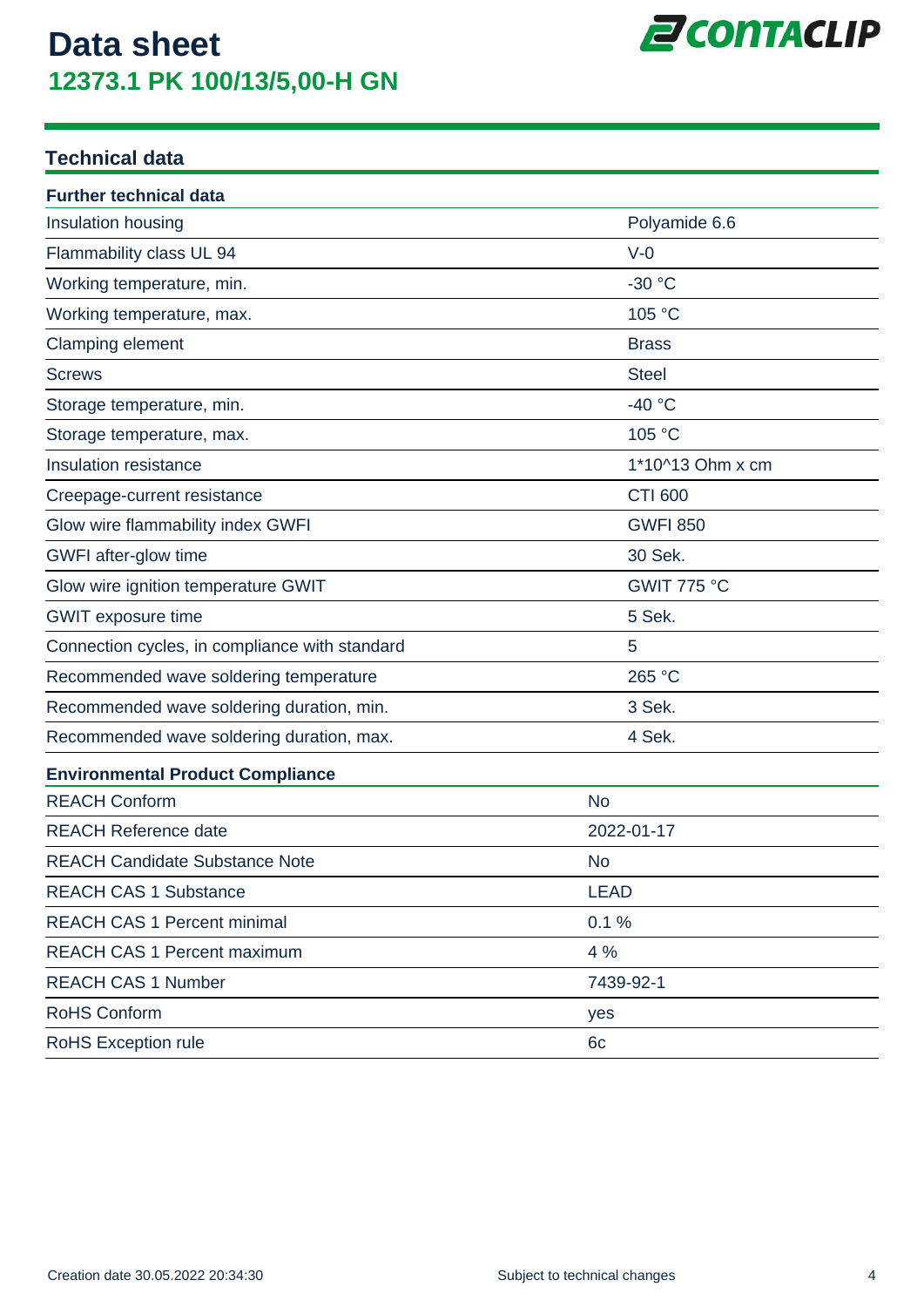# Data sheet

## 12373.1 PK 100/13/5,00-H GN

### Technical data

| Further technical data | |
|---|---|
| Insulation housing | Polyamide 6.6 |
| Flammability class UL 94 | V-0 |
| Working temperature, min. | -30 °C |
| Working temperature, max. | 105 °C |
| Clamping element | Brass |
| Screws | Steel |
| Storage temperature, min. | -40 °C |
| Storage temperature, max. | 105 °C |
| Insulation resistance | 1*10^13 Ohm x cm |
| Creepage-current resistance | CTI 600 |
| Glow wire flammability index GWFI | GWFI 850 |
| GWFI after-glow time | 30 Sek. |
| Glow wire ignition temperature GWIT | GWIT 775 °C |
| GWIT exposure time | 5 Sek. |
| Connection cycles, in compliance with standard | 5 |
| Recommended wave soldering temperature | 265 °C |
| Recommended wave soldering duration, min. | 3 Sek. |
| Recommended wave soldering duration, max. | 4 Sek. |

| Environmental Product Compliance | |
|---|---|
| REACH Conform | No |
| REACH Reference date | 2022-01-17 |
| REACH Candidate Substance Note | No |
| REACH CAS 1 Substance | LEAD |
| REACH CAS 1 Percent minimal | 0.1 % |
| REACH CAS 1 Percent maximum | 4 % |
| REACH CAS 1 Number | 7439-92-1 |
| RoHS Conform | yes |
| RoHS Exception rule | 6c |

Creation date 30.05.2022 20:34:30 Subject to technical changes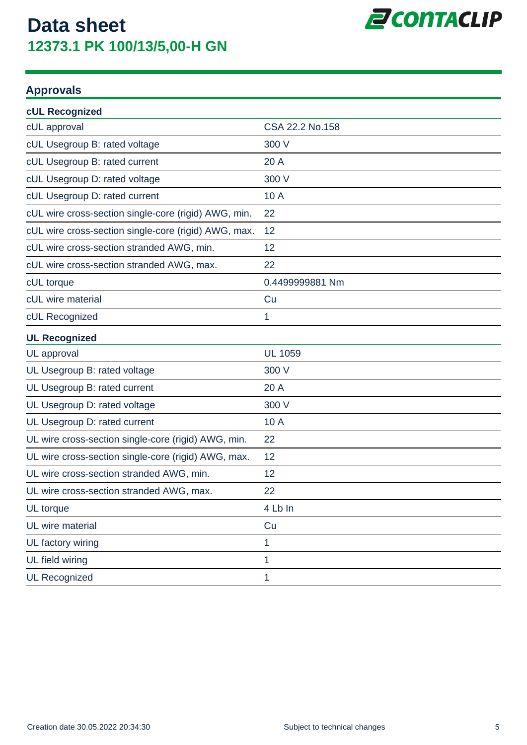# Data sheet

## 12373.1 PK 100/13/5,00-H GN

### Approvals

| cUL Recognized | |
|---|---|
| cUL approval | CSA 22.2 No.158 |
| cUL Usegroup B: rated voltage | 300 V |
| cUL Usegroup B: rated current | 20 A |
| cUL Usegroup D: rated voltage | 300 V |
| cUL Usegroup D: rated current | 10 A |
| cUL wire cross-section single-core (rigid) AWG, min. | 22 |
| cUL wire cross-section single-core (rigid) AWG, max. | 12 |
| cUL wire cross-section stranded AWG, min. | 12 |
| cUL wire cross-section stranded AWG, max. | 22 |
| cUL torque | 0.4499999881 Nm |
| cUL wire material | Cu |
| cUL Recognized | 1 |

| UL Recognized | |
|---|---|
| UL approval | UL 1059 |
| UL Usegroup B: rated voltage | 300 V |
| UL Usegroup B: rated current | 20 A |
| UL Usegroup D: rated voltage | 300 V |
| UL Usegroup D: rated current | 10 A |
| UL wire cross-section single-core (rigid) AWG, min. | 22 |
| UL wire cross-section single-core (rigid) AWG, max. | 12 |
| UL wire cross-section stranded AWG, min. | 12 |
| UL wire cross-section stranded AWG, max. | 22 |
| UL torque | 4 Lb In |
| UL wire material | Cu |
| UL factory wiring | 1 |
| UL field wiring | 1 |
| UL Recognized | 1 |

Creation date 30.05.2022 20:34:30 Subject to technical changes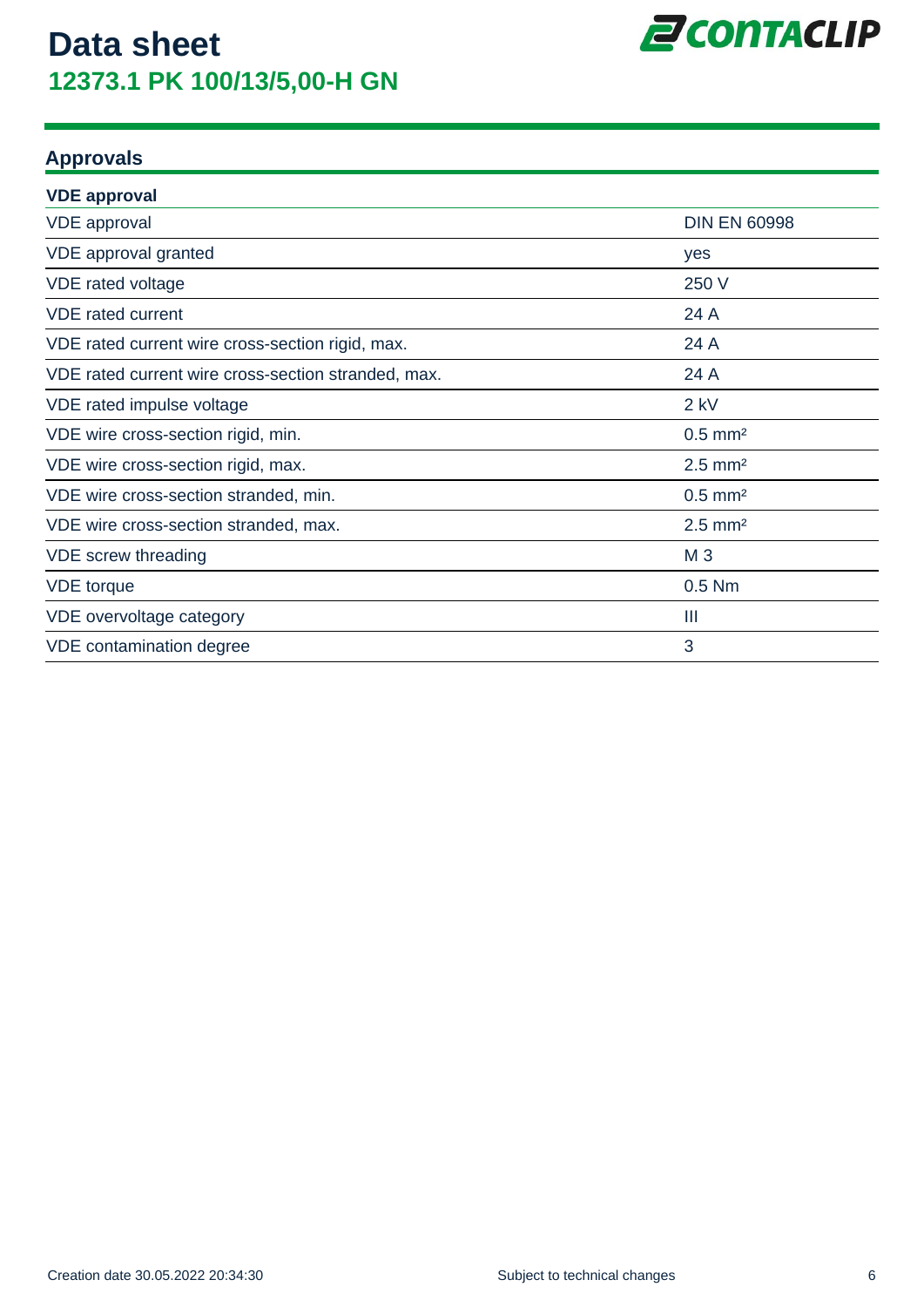# Data sheet

## 12373.1 PK 100/13/5,00-H GN

## Approvals

### VDE approval

| | |
|---|---|
| VDE approval | DIN EN 60998 |
| VDE approval granted | yes |
| VDE rated voltage | 250 V |
| VDE rated current | 24 A |
| VDE rated current wire cross-section rigid, max. | 24 A |
| VDE rated current wire cross-section stranded, max. | 24 A |
| VDE rated impulse voltage | 2 kV |
| VDE wire cross-section rigid, min. | 0.5 mm² |
| VDE wire cross-section rigid, max. | 2.5 mm² |
| VDE wire cross-section stranded, min. | 0.5 mm² |
| VDE wire cross-section stranded, max. | 2.5 mm² |
| VDE screw threading | M 3 |
| VDE torque | 0.5 Nm |
| VDE overvoltage category | III |
| VDE contamination degree | 3 |

Creation date 30.05.2022 20:34:30

Subject to technical changes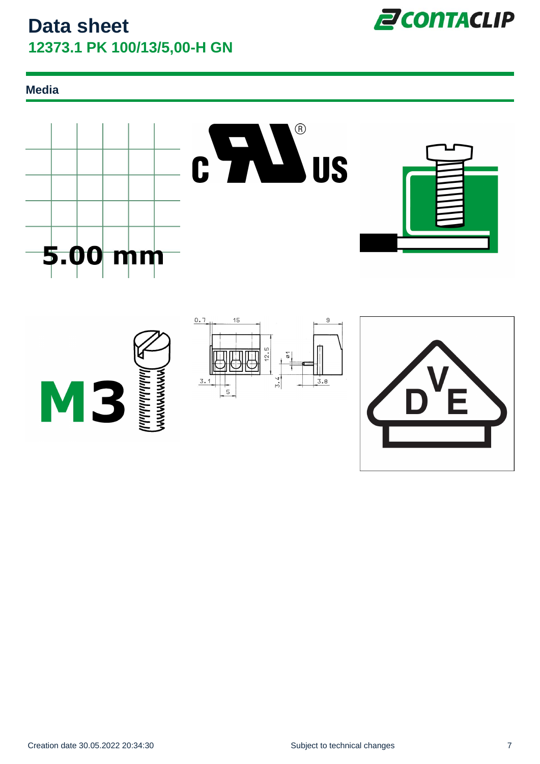# Data sheet

## 12373.1 PK 100/13/5,00-H GN

### Media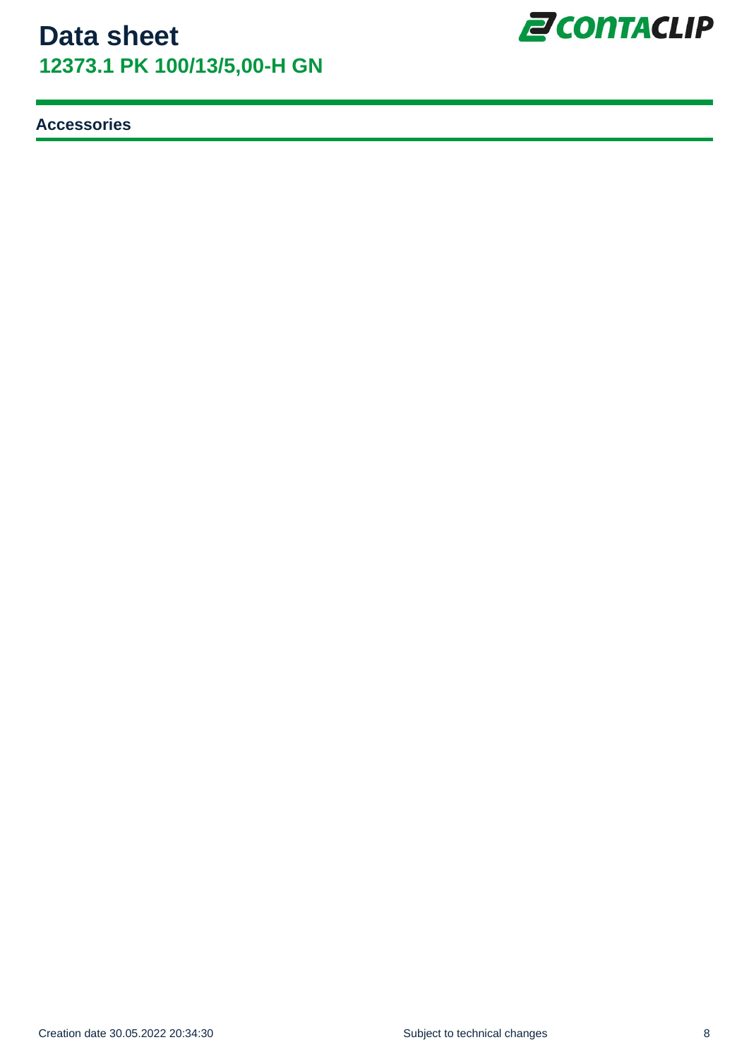## Accessories